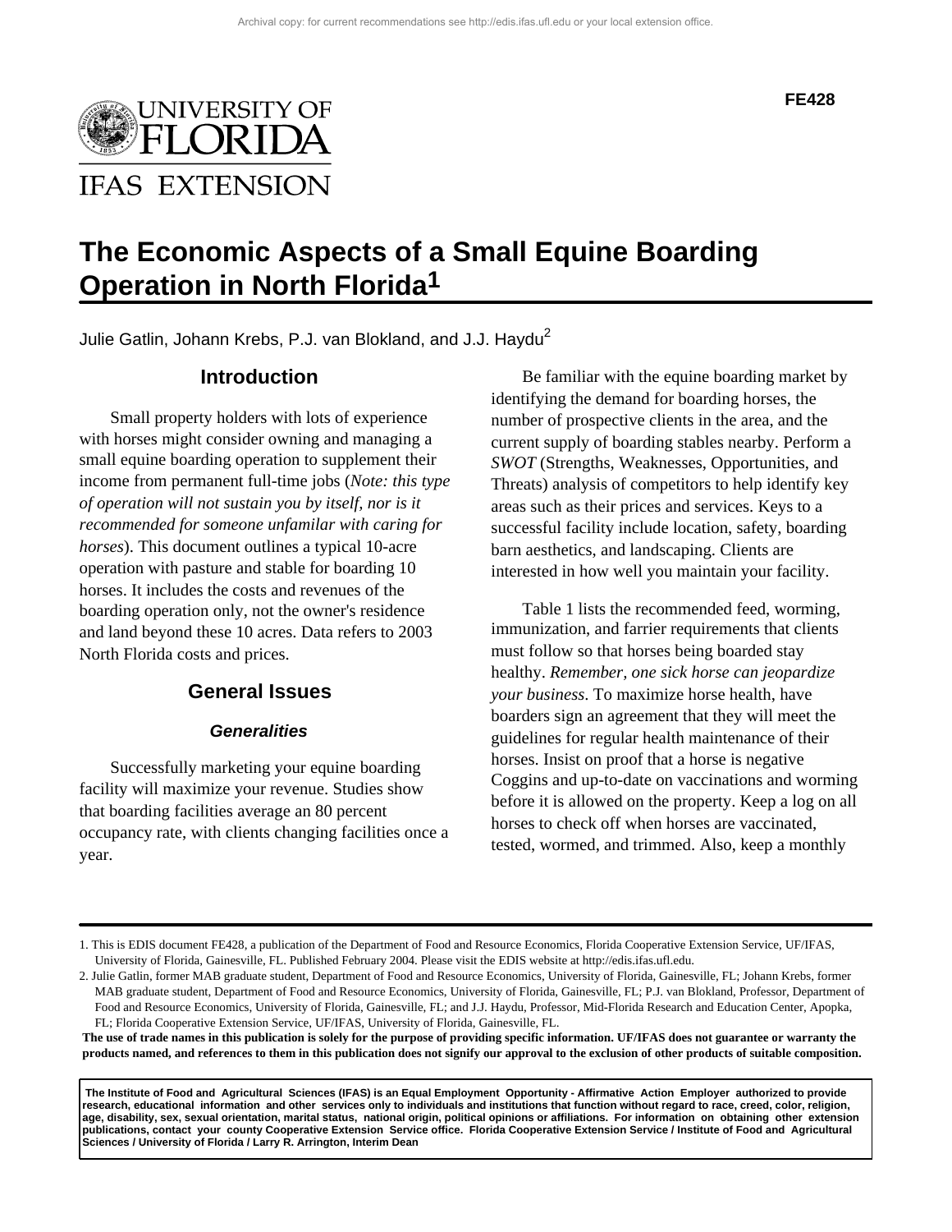Archival copy: for current recommendations see http://edis.ifas.ufl.edu or your local extension office.

FE428

# The Economic Aspects of a Small Equine Boarding Operation in North Florida[1]

Julie Gatlin, Johann Krebs, P.J. van Blokland, and J.J. Haydu[2]

## Introduction

Small property holders with lots of experience with horses might consider owning and managing a small equine boarding operation to supplement their income from permanent full-time jobs (*Note: this type of operation will not sustain you by itself, nor is it recommended for someone unfamilar with caring for horses*). This document outlines a typical 10-acre operation with pasture and stable for boarding 10 horses. It includes the costs and revenues of the boarding operation only, not the owner's residence and land beyond these 10 acres. Data refers to 2003 North Florida costs and prices.

## General Issues

### *Generalities*

Successfully marketing your equine boarding facility will maximize your revenue. Studies show that boarding facilities average an 80 percent occupancy rate, with clients changing facilities once a year.

Be familiar with the equine boarding market by identifying the demand for boarding horses, the number of prospective clients in the area, and the current supply of boarding stables nearby. Perform a *SWOT* (Strengths, Weaknesses, Opportunities, and Threats) analysis of competitors to help identify key areas such as their prices and services. Keys to a successful facility include location, safety, boarding barn aesthetics, and landscaping. Clients are interested in how well you maintain your facility.

Table 1 lists the recommended feed, worming, immunization, and farrier requirements that clients must follow so that horses being boarded stay healthy. *Remember, one sick horse can jeopardize your business*. To maximize horse health, have boarders sign an agreement that they will meet the guidelines for regular health maintenance of their horses. Insist on proof that a horse is negative Coggins and up-to-date on vaccinations and worming before it is allowed on the property. Keep a log on all horses to check off when horses are vaccinated, tested, wormed, and trimmed. Also, keep a monthly

---

1. This is EDIS document FE428, a publication of the Department of Food and Resource Economics, Florida Cooperative Extension Service, UF/IFAS, University of Florida, Gainesville, FL. Published February 2004. Please visit the EDIS website at http://edis.ifas.ufl.edu.
2. Julie Gatlin, former MAB graduate student, Department of Food and Resource Economics, University of Florida, Gainesville, FL; Johann Krebs, former MAB graduate student, Department of Food and Resource Economics, University of Florida, Gainesville, FL; P.J. van Blokland, Professor, Department of Food and Resource Economics, University of Florida, Gainesville, FL; and J.J. Haydu, Professor, Mid-Florida Research and Education Center, Apopka, FL; Florida Cooperative Extension Service, UF/IFAS, University of Florida, Gainesville, FL.

**The use of trade names in this publication is solely for the purpose of providing specific information. UF/IFAS does not guarantee or warranty the products named, and references to them in this publication does not signify our approval to the exclusion of other products of suitable composition.**

**The Institute of Food and Agricultural Sciences (IFAS) is an Equal Employment Opportunity - Affirmative Action Employer authorized to provide research, educational information and other services only to individuals and institutions that function without regard to race, creed, color, religion, age, disability, sex, sexual orientation, marital status, national origin, political opinions or affiliations. For information on obtaining other extension publications, contact your county Cooperative Extension Service office. Florida Cooperative Extension Service / Institute of Food and Agricultural Sciences / University of Florida / Larry R. Arrington, Interim Dean**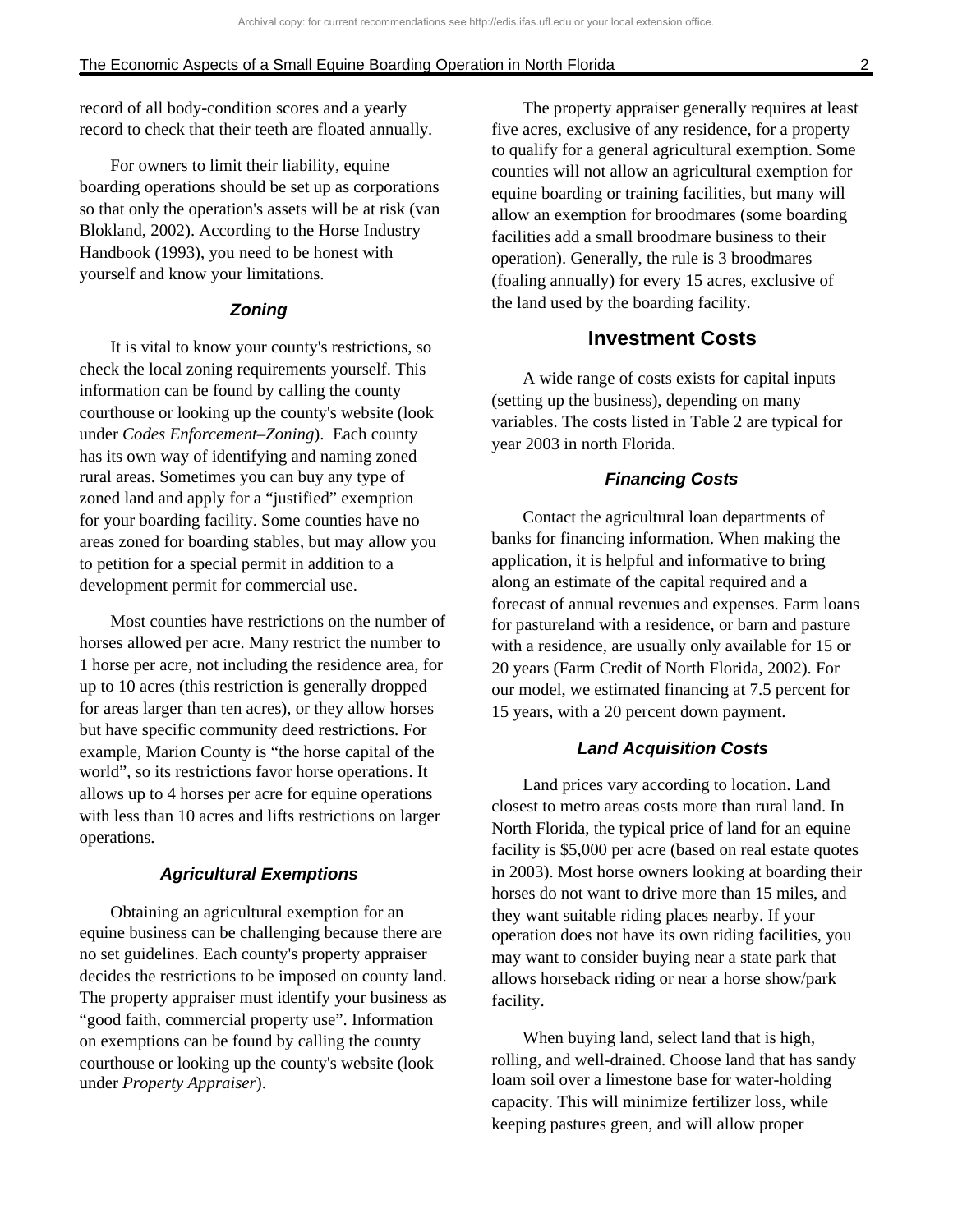record of all body-condition scores and a yearly record to check that their teeth are floated annually.

For owners to limit their liability, equine boarding operations should be set up as corporations so that only the operation's assets will be at risk (van Blokland, 2002). According to the Horse Industry Handbook (1993), you need to be honest with yourself and know your limitations.

### *Zoning*

It is vital to know your county's restrictions, so check the local zoning requirements yourself. This information can be found by calling the county courthouse or looking up the county's website (look under *Codes Enforcement–Zoning*). Each county has its own way of identifying and naming zoned rural areas. Sometimes you can buy any type of zoned land and apply for a "justified" exemption for your boarding facility. Some counties have no areas zoned for boarding stables, but may allow you to petition for a special permit in addition to a development permit for commercial use.

Most counties have restrictions on the number of horses allowed per acre. Many restrict the number to 1 horse per acre, not including the residence area, for up to 10 acres (this restriction is generally dropped for areas larger than ten acres), or they allow horses but have specific community deed restrictions. For example, Marion County is "the horse capital of the world", so its restrictions favor horse operations. It allows up to 4 horses per acre for equine operations with less than 10 acres and lifts restrictions on larger operations.

### *Agricultural Exemptions*

Obtaining an agricultural exemption for an equine business can be challenging because there are no set guidelines. Each county's property appraiser decides the restrictions to be imposed on county land. The property appraiser must identify your business as "good faith, commercial property use". Information on exemptions can be found by calling the county courthouse or looking up the county's website (look under *Property Appraiser*).

The property appraiser generally requires at least five acres, exclusive of any residence, for a property to qualify for a general agricultural exemption. Some counties will not allow an agricultural exemption for equine boarding or training facilities, but many will allow an exemption for broodmares (some boarding facilities add a small broodmare business to their operation). Generally, the rule is 3 broodmares (foaling annually) for every 15 acres, exclusive of the land used by the boarding facility.

## Investment Costs

A wide range of costs exists for capital inputs (setting up the business), depending on many variables. The costs listed in Table 2 are typical for year 2003 in north Florida.

### *Financing Costs*

Contact the agricultural loan departments of banks for financing information. When making the application, it is helpful and informative to bring along an estimate of the capital required and a forecast of annual revenues and expenses. Farm loans for pastureland with a residence, or barn and pasture with a residence, are usually only available for 15 or 20 years (Farm Credit of North Florida, 2002). For our model, we estimated financing at 7.5 percent for 15 years, with a 20 percent down payment.

### *Land Acquisition Costs*

Land prices vary according to location. Land closest to metro areas costs more than rural land. In North Florida, the typical price of land for an equine facility is $5,000 per acre (based on real estate quotes in 2003). Most horse owners looking at boarding their horses do not want to drive more than 15 miles, and they want suitable riding places nearby. If your operation does not have its own riding facilities, you may want to consider buying near a state park that allows horseback riding or near a horse show/park facility.

When buying land, select land that is high, rolling, and well-drained. Choose land that has sandy loam soil over a limestone base for water-holding capacity. This will minimize fertilizer loss, while keeping pastures green, and will allow proper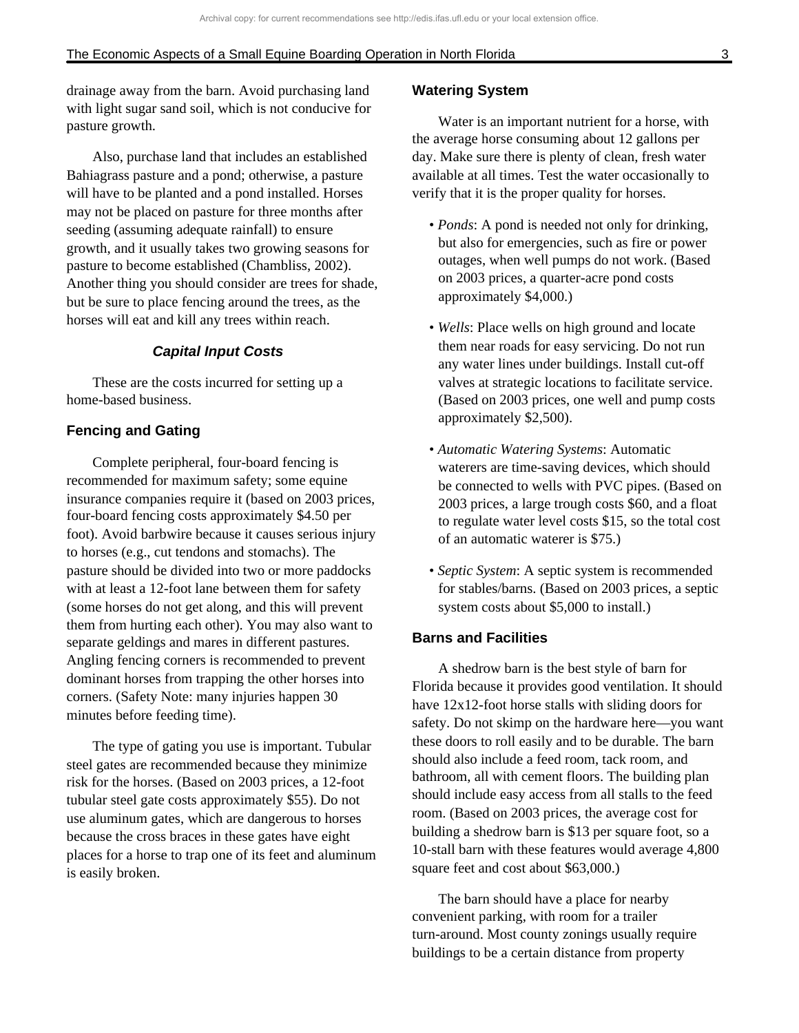drainage away from the barn. Avoid purchasing land with light sugar sand soil, which is not conducive for pasture growth.

Also, purchase land that includes an established Bahiagrass pasture and a pond; otherwise, a pasture will have to be planted and a pond installed. Horses may not be placed on pasture for three months after seeding (assuming adequate rainfall) to ensure growth, and it usually takes two growing seasons for pasture to become established (Chambliss, 2002). Another thing you should consider are trees for shade, but be sure to place fencing around the trees, as the horses will eat and kill any trees within reach.

### *Capital Input Costs*

These are the costs incurred for setting up a home-based business.

#### Fencing and Gating

Complete peripheral, four-board fencing is recommended for maximum safety; some equine insurance companies require it (based on 2003 prices, four-board fencing costs approximately $4.50 per foot). Avoid barbwire because it causes serious injury to horses (e.g., cut tendons and stomachs). The pasture should be divided into two or more paddocks with at least a 12-foot lane between them for safety (some horses do not get along, and this will prevent them from hurting each other). You may also want to separate geldings and mares in different pastures. Angling fencing corners is recommended to prevent dominant horses from trapping the other horses into corners. (Safety Note: many injuries happen 30 minutes before feeding time).

The type of gating you use is important. Tubular steel gates are recommended because they minimize risk for the horses. (Based on 2003 prices, a 12-foot tubular steel gate costs approximately $55). Do not use aluminum gates, which are dangerous to horses because the cross braces in these gates have eight places for a horse to trap one of its feet and aluminum is easily broken.

#### Watering System

Water is an important nutrient for a horse, with the average horse consuming about 12 gallons per day. Make sure there is plenty of clean, fresh water available at all times. Test the water occasionally to verify that it is the proper quality for horses.

- *Ponds*: A pond is needed not only for drinking, but also for emergencies, such as fire or power outages, when well pumps do not work. (Based on 2003 prices, a quarter-acre pond costs approximately $4,000.)
- *Wells*: Place wells on high ground and locate them near roads for easy servicing. Do not run any water lines under buildings. Install cut-off valves at strategic locations to facilitate service. (Based on 2003 prices, one well and pump costs approximately $2,500).
- *Automatic Watering Systems*: Automatic waterers are time-saving devices, which should be connected to wells with PVC pipes. (Based on 2003 prices, a large trough costs $60, and a float to regulate water level costs $15, so the total cost of an automatic waterer is $75.)
- *Septic System*: A septic system is recommended for stables/barns. (Based on 2003 prices, a septic system costs about $5,000 to install.)

#### Barns and Facilities

A shedrow barn is the best style of barn for Florida because it provides good ventilation. It should have 12x12-foot horse stalls with sliding doors for safety. Do not skimp on the hardware here—you want these doors to roll easily and to be durable. The barn should also include a feed room, tack room, and bathroom, all with cement floors. The building plan should include easy access from all stalls to the feed room. (Based on 2003 prices, the average cost for building a shedrow barn is $13 per square foot, so a 10-stall barn with these features would average 4,800 square feet and cost about $63,000.)

The barn should have a place for nearby convenient parking, with room for a trailer turn-around. Most county zonings usually require buildings to be a certain distance from property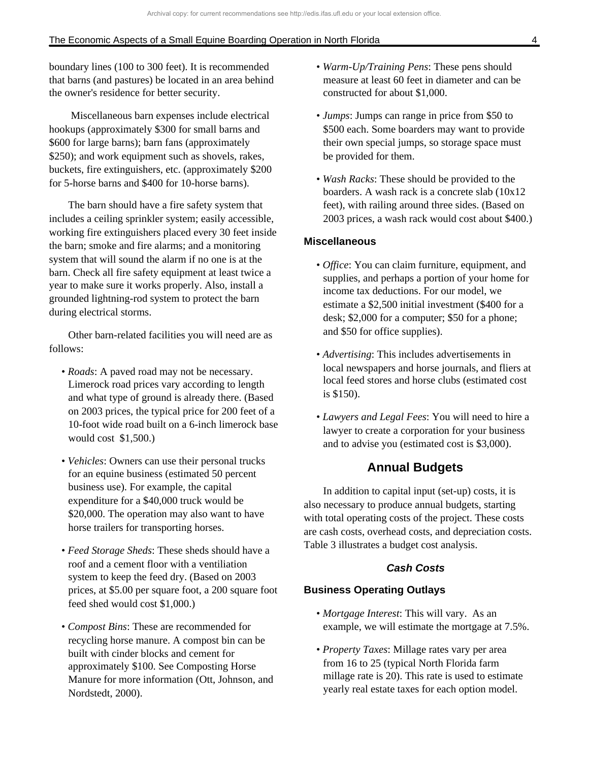boundary lines (100 to 300 feet). It is recommended that barns (and pastures) be located in an area behind the owner's residence for better security.

Miscellaneous barn expenses include electrical hookups (approximately $300 for small barns and $600 for large barns); barn fans (approximately $250); and work equipment such as shovels, rakes, buckets, fire extinguishers, etc. (approximately $200 for 5-horse barns and $400 for 10-horse barns).

The barn should have a fire safety system that includes a ceiling sprinkler system; easily accessible, working fire extinguishers placed every 30 feet inside the barn; smoke and fire alarms; and a monitoring system that will sound the alarm if no one is at the barn. Check all fire safety equipment at least twice a year to make sure it works properly. Also, install a grounded lightning-rod system to protect the barn during electrical storms.

Other barn-related facilities you will need are as follows:

- *Roads*: A paved road may not be necessary. Limerock road prices vary according to length and what type of ground is already there. (Based on 2003 prices, the typical price for 200 feet of a 10-foot wide road built on a 6-inch limerock base would cost $1,500.)
- *Vehicles*: Owners can use their personal trucks for an equine business (estimated 50 percent business use). For example, the capital expenditure for a $40,000 truck would be $20,000. The operation may also want to have horse trailers for transporting horses.
- *Feed Storage Sheds*: These sheds should have a roof and a cement floor with a ventiliation system to keep the feed dry. (Based on 2003 prices, at $5.00 per square foot, a 200 square foot feed shed would cost $1,000.)
- *Compost Bins*: These are recommended for recycling horse manure. A compost bin can be built with cinder blocks and cement for approximately $100. See Composting Horse Manure for more information (Ott, Johnson, and Nordstedt, 2000).
- *Warm-Up/Training Pens*: These pens should measure at least 60 feet in diameter and can be constructed for about $1,000.
- *Jumps*: Jumps can range in price from $50 to $500 each. Some boarders may want to provide their own special jumps, so storage space must be provided for them.
- *Wash Racks*: These should be provided to the boarders. A wash rack is a concrete slab (10x12 feet), with railing around three sides. (Based on 2003 prices, a wash rack would cost about $400.)

### Miscellaneous

- *Office*: You can claim furniture, equipment, and supplies, and perhaps a portion of your home for income tax deductions. For our model, we estimate a $2,500 initial investment ($400 for a desk; $2,000 for a computer; $50 for a phone; and $50 for office supplies).
- *Advertising*: This includes advertisements in local newspapers and horse journals, and fliers at local feed stores and horse clubs (estimated cost is $150).
- *Lawyers and Legal Fees*: You will need to hire a lawyer to create a corporation for your business and to advise you (estimated cost is $3,000).

## Annual Budgets

In addition to capital input (set-up) costs, it is also necessary to produce annual budgets, starting with total operating costs of the project. These costs are cash costs, overhead costs, and depreciation costs. Table 3 illustrates a budget cost analysis.

### *Cash Costs*

### Business Operating Outlays

- *Mortgage Interest*: This will vary. As an example, we will estimate the mortgage at 7.5%.
- *Property Taxes*: Millage rates vary per area from 16 to 25 (typical North Florida farm millage rate is 20). This rate is used to estimate yearly real estate taxes for each option model.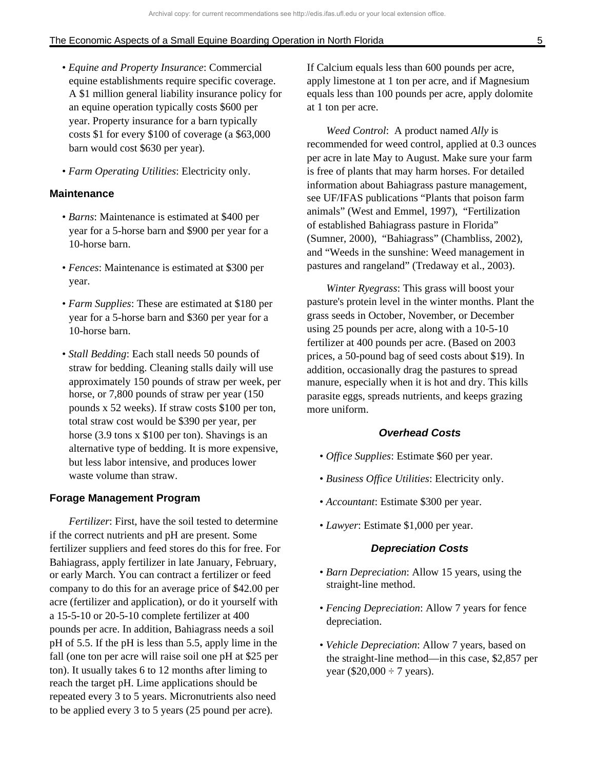- *Equine and Property Insurance*: Commercial equine establishments require specific coverage. A $1 million general liability insurance policy for an equine operation typically costs $600 per year. Property insurance for a barn typically costs $1 for every $100 of coverage (a $63,000 barn would cost $630 per year).

- *Farm Operating Utilities*: Electricity only.

### Maintenance

- *Barns*: Maintenance is estimated at $400 per year for a 5-horse barn and $900 per year for a 10-horse barn.

- *Fences*: Maintenance is estimated at $300 per year.

- *Farm Supplies*: These are estimated at $180 per year for a 5-horse barn and $360 per year for a 10-horse barn.

- *Stall Bedding*: Each stall needs 50 pounds of straw for bedding. Cleaning stalls daily will use approximately 150 pounds of straw per week, per horse, or 7,800 pounds of straw per year (150 pounds x 52 weeks). If straw costs $100 per ton, total straw cost would be $390 per year, per horse (3.9 tons x $100 per ton). Shavings is an alternative type of bedding. It is more expensive, but less labor intensive, and produces lower waste volume than straw.

### Forage Management Program

*Fertilizer*: First, have the soil tested to determine if the correct nutrients and pH are present. Some fertilizer suppliers and feed stores do this for free. For Bahiagrass, apply fertilizer in late January, February, or early March. You can contract a fertilizer or feed company to do this for an average price of $42.00 per acre (fertilizer and application), or do it yourself with a 15-5-10 or 20-5-10 complete fertilizer at 400 pounds per acre. In addition, Bahiagrass needs a soil pH of 5.5. If the pH is less than 5.5, apply lime in the fall (one ton per acre will raise soil one pH at $25 per ton). It usually takes 6 to 12 months after liming to reach the target pH. Lime applications should be repeated every 3 to 5 years. Micronutrients also need to be applied every 3 to 5 years (25 pound per acre). If Calcium equals less than 600 pounds per acre, apply limestone at 1 ton per acre, and if Magnesium equals less than 100 pounds per acre, apply dolomite at 1 ton per acre.

*Weed Control*: A product named *Ally* is recommended for weed control, applied at 0.3 ounces per acre in late May to August. Make sure your farm is free of plants that may harm horses. For detailed information about Bahiagrass pasture management, see UF/IFAS publications "Plants that poison farm animals" (West and Emmel, 1997), "Fertilization of established Bahiagrass pasture in Florida" (Sumner, 2000), "Bahiagrass" (Chambliss, 2002), and "Weeds in the sunshine: Weed management in pastures and rangeland" (Tredaway et al., 2003).

*Winter Ryegrass*: This grass will boost your pasture's protein level in the winter months. Plant the grass seeds in October, November, or December using 25 pounds per acre, along with a 10-5-10 fertilizer at 400 pounds per acre. (Based on 2003 prices, a 50-pound bag of seed costs about $19). In addition, occasionally drag the pastures to spread manure, especially when it is hot and dry. This kills parasite eggs, spreads nutrients, and keeps grazing more uniform.

## *Overhead Costs*

- *Office Supplies*: Estimate $60 per year.

- *Business Office Utilities*: Electricity only.

- *Accountant*: Estimate $300 per year.

- *Lawyer*: Estimate $1,000 per year.

## *Depreciation Costs*

- *Barn Depreciation*: Allow 15 years, using the straight-line method.

- *Fencing Depreciation*: Allow 7 years for fence depreciation.

- *Vehicle Depreciation*: Allow 7 years, based on the straight-line method—in this case, $2,857 per year ($20,000 ÷ 7 years).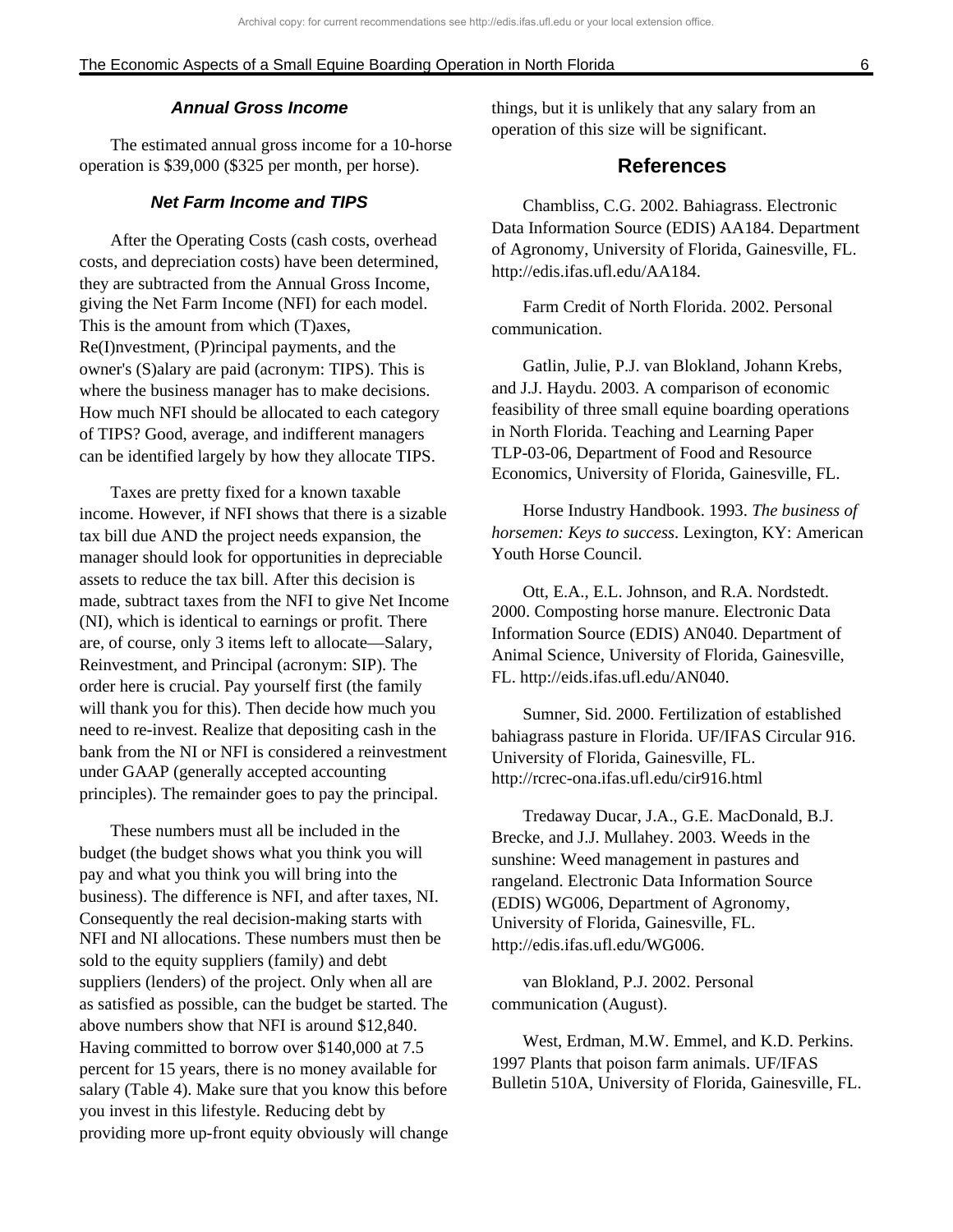### *Annual Gross Income*

The estimated annual gross income for a 10-horse operation is $39,000 ($325 per month, per horse).

### *Net Farm Income and TIPS*

After the Operating Costs (cash costs, overhead costs, and depreciation costs) have been determined, they are subtracted from the Annual Gross Income, giving the Net Farm Income (NFI) for each model. This is the amount from which (T)axes, Re(I)nvestment, (P)rincipal payments, and the owner's (S)alary are paid (acronym: TIPS). This is where the business manager has to make decisions. How much NFI should be allocated to each category of TIPS? Good, average, and indifferent managers can be identified largely by how they allocate TIPS.

Taxes are pretty fixed for a known taxable income. However, if NFI shows that there is a sizable tax bill due AND the project needs expansion, the manager should look for opportunities in depreciable assets to reduce the tax bill. After this decision is made, subtract taxes from the NFI to give Net Income (NI), which is identical to earnings or profit. There are, of course, only 3 items left to allocate—Salary, Reinvestment, and Principal (acronym: SIP). The order here is crucial. Pay yourself first (the family will thank you for this). Then decide how much you need to re-invest. Realize that depositing cash in the bank from the NI or NFI is considered a reinvestment under GAAP (generally accepted accounting principles). The remainder goes to pay the principal.

These numbers must all be included in the budget (the budget shows what you think you will pay and what you think you will bring into the business). The difference is NFI, and after taxes, NI. Consequently the real decision-making starts with NFI and NI allocations. These numbers must then be sold to the equity suppliers (family) and debt suppliers (lenders) of the project. Only when all are as satisfied as possible, can the budget be started. The above numbers show that NFI is around $12,840. Having committed to borrow over $140,000 at 7.5 percent for 15 years, there is no money available for salary (Table 4). Make sure that you know this before you invest in this lifestyle. Reducing debt by providing more up-front equity obviously will change things, but it is unlikely that any salary from an operation of this size will be significant.

## References

Chambliss, C.G. 2002. Bahiagrass. Electronic Data Information Source (EDIS) AA184. Department of Agronomy, University of Florida, Gainesville, FL. http://edis.ifas.ufl.edu/AA184.

Farm Credit of North Florida. 2002. Personal communication.

Gatlin, Julie, P.J. van Blokland, Johann Krebs, and J.J. Haydu. 2003. A comparison of economic feasibility of three small equine boarding operations in North Florida. Teaching and Learning Paper TLP-03-06, Department of Food and Resource Economics, University of Florida, Gainesville, FL.

Horse Industry Handbook. 1993. *The business of horsemen: Keys to success*. Lexington, KY: American Youth Horse Council.

Ott, E.A., E.L. Johnson, and R.A. Nordstedt. 2000. Composting horse manure. Electronic Data Information Source (EDIS) AN040. Department of Animal Science, University of Florida, Gainesville, FL. http://eids.ifas.ufl.edu/AN040.

Sumner, Sid. 2000. Fertilization of established bahiagrass pasture in Florida. UF/IFAS Circular 916. University of Florida, Gainesville, FL. http://rcrec-ona.ifas.ufl.edu/cir916.html

Tredaway Ducar, J.A., G.E. MacDonald, B.J. Brecke, and J.J. Mullahey. 2003. Weeds in the sunshine: Weed management in pastures and rangeland. Electronic Data Information Source (EDIS) WG006, Department of Agronomy, University of Florida, Gainesville, FL. http://edis.ifas.ufl.edu/WG006.

van Blokland, P.J. 2002. Personal communication (August).

West, Erdman, M.W. Emmel, and K.D. Perkins. 1997 Plants that poison farm animals. UF/IFAS Bulletin 510A, University of Florida, Gainesville, FL.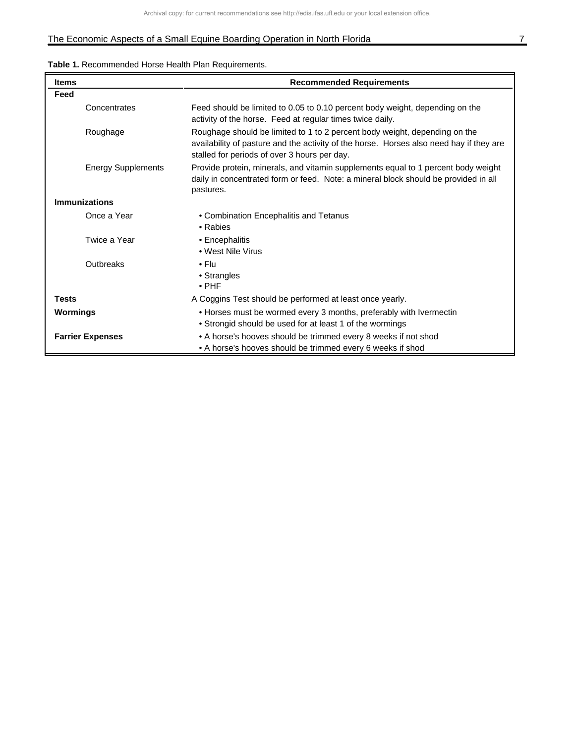**Table 1.** Recommended Horse Health Plan Requirements.

| Items | Recommended Requirements |
|---|---|
| **Feed** | |
| Concentrates | Feed should be limited to 0.05 to 0.10 percent body weight, depending on the activity of the horse. Feed at regular times twice daily. |
| Roughage | Roughage should be limited to 1 to 2 percent body weight, depending on the availability of pasture and the activity of the horse. Horses also need hay if they are stalled for periods of over 3 hours per day. |
| Energy Supplements | Provide protein, minerals, and vitamin supplements equal to 1 percent body weight daily in concentrated form or feed. Note: a mineral block should be provided in all pastures. |
| **Immunizations** | |
| Once a Year | • Combination Encephalitis and Tetanus<br>• Rabies |
| Twice a Year | • Encephalitis<br>• West Nile Virus |
| Outbreaks | • Flu<br>• Strangles<br>• PHF |
| **Tests** | A Coggins Test should be performed at least once yearly. |
| **Wormings** | • Horses must be wormed every 3 months, preferably with Ivermectin<br>• Strongid should be used for at least 1 of the wormings |
| **Farrier Expenses** | • A horse's hooves should be trimmed every 8 weeks if not shod<br>• A horse's hooves should be trimmed every 6 weeks if shod |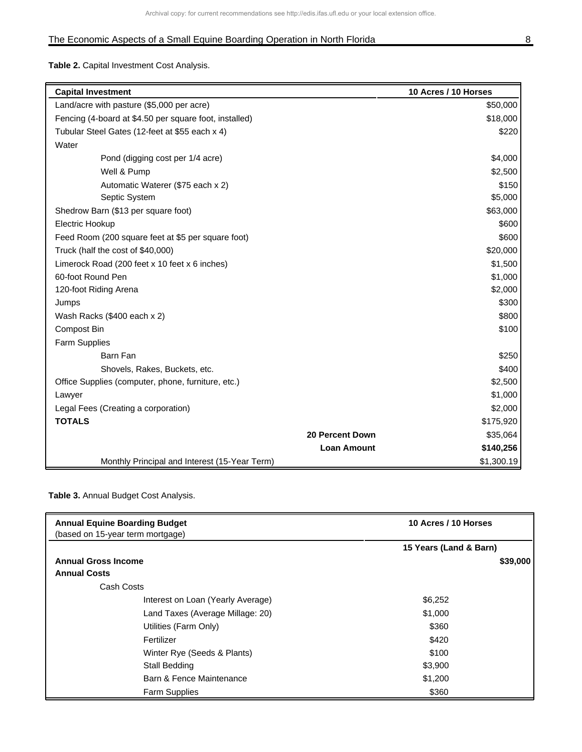**Table 2.** Capital Investment Cost Analysis.

| Capital Investment | | 10 Acres / 10 Horses |
|---|---|---|
| Land/acre with pasture ($5,000 per acre) | | $50,000 |
| Fencing (4-board at $4.50 per square foot, installed) | | $18,000 |
| Tubular Steel Gates (12-feet at $55 each x 4) | | $220 |
| Water | | |
| Pond (digging cost per 1/4 acre) | | $4,000 |
| Well & Pump | | $2,500 |
| Automatic Waterer ($75 each x 2) | | $150 |
| Septic System | | $5,000 |
| Shedrow Barn ($13 per square foot) | | $63,000 |
| Electric Hookup | | $600 |
| Feed Room (200 square feet at $5 per square foot) | | $600 |
| Truck (half the cost of $40,000) | | $20,000 |
| Limerock Road (200 feet x 10 feet x 6 inches) | | $1,500 |
| 60-foot Round Pen | | $1,000 |
| 120-foot Riding Arena | | $2,000 |
| Jumps | | $300 |
| Wash Racks ($400 each x 2) | | $800 |
| Compost Bin | | $100 |
| Farm Supplies | | |
| Barn Fan | | $250 |
| Shovels, Rakes, Buckets, etc. | | $400 |
| Office Supplies (computer, phone, furniture, etc.) | | $2,500 |
| Lawyer | | $1,000 |
| Legal Fees (Creating a corporation) | | $2,000 |
| **TOTALS** | | $175,920 |
| | **20 Percent Down** | $35,064 |
| | **Loan Amount** | **$140,256** |
| Monthly Principal and Interest (15-Year Term) | | $1,300.19 |

**Table 3.** Annual Budget Cost Analysis.

| Annual Equine Boarding Budget (based on 15-year term mortgage) | | 10 Acres / 10 Horses |
|---|---|---|
| | | **15 Years (Land & Barn)** |
| **Annual Gross Income** | | **$39,000** |
| **Annual Costs** | | |
| Cash Costs | | |
| Interest on Loan (Yearly Average) | $6,252 | |
| Land Taxes (Average Millage: 20) | $1,000 | |
| Utilities (Farm Only) | $360 | |
| Fertilizer | $420 | |
| Winter Rye (Seeds & Plants) | $100 | |
| Stall Bedding | $3,900 | |
| Barn & Fence Maintenance | $1,200 | |
| Farm Supplies | $360 | |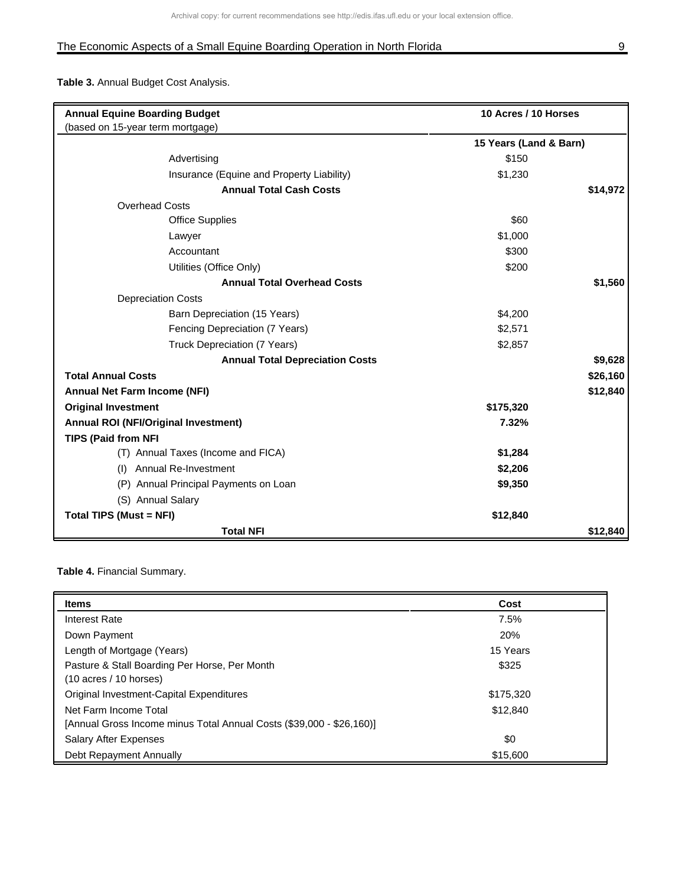**Table 3.** Annual Budget Cost Analysis.

| Annual Equine Boarding Budget (based on 15-year term mortgage) | 10 Acres / 10 Horses | |
|---|---|---|
| | 15 Years (Land & Barn) | |
| Advertising | $150 | |
| Insurance (Equine and Property Liability) | $1,230 | |
| **Annual Total Cash Costs** | | **$14,972** |
| Overhead Costs | | |
| Office Supplies | $60 | |
| Lawyer | $1,000 | |
| Accountant | $300 | |
| Utilities (Office Only) | $200 | |
| **Annual Total Overhead Costs** | | **$1,560** |
| Depreciation Costs | | |
| Barn Depreciation (15 Years) | $4,200 | |
| Fencing Depreciation (7 Years) | $2,571 | |
| Truck Depreciation (7 Years) | $2,857 | |
| **Annual Total Depreciation Costs** | | **$9,628** |
| **Total Annual Costs** | | **$26,160** |
| **Annual Net Farm Income (NFI)** | | **$12,840** |
| **Original Investment** | **$175,320** | |
| **Annual ROI (NFI/Original Investment)** | **7.32%** | |
| **TIPS (Paid from NFI** | | |
| (T) Annual Taxes (Income and FICA) | **$1,284** | |
| (I) Annual Re-Investment | **$2,206** | |
| (P) Annual Principal Payments on Loan | **$9,350** | |
| (S) Annual Salary | | |
| **Total TIPS (Must = NFI)** | **$12,840** | |
| **Total NFI** | | **$12,840** |

**Table 4.** Financial Summary.

| Items | Cost |
|---|---|
| Interest Rate | 7.5% |
| Down Payment | 20% |
| Length of Mortgage (Years) | 15 Years |
| Pasture & Stall Boarding Per Horse, Per Month (10 acres / 10 horses) | $325 |
| Original Investment-Capital Expenditures | $175,320 |
| Net Farm Income Total [Annual Gross Income minus Total Annual Costs ($39,000 - $26,160)] | $12,840 |
| Salary After Expenses | $0 |
| Debt Repayment Annually | $15,600 |